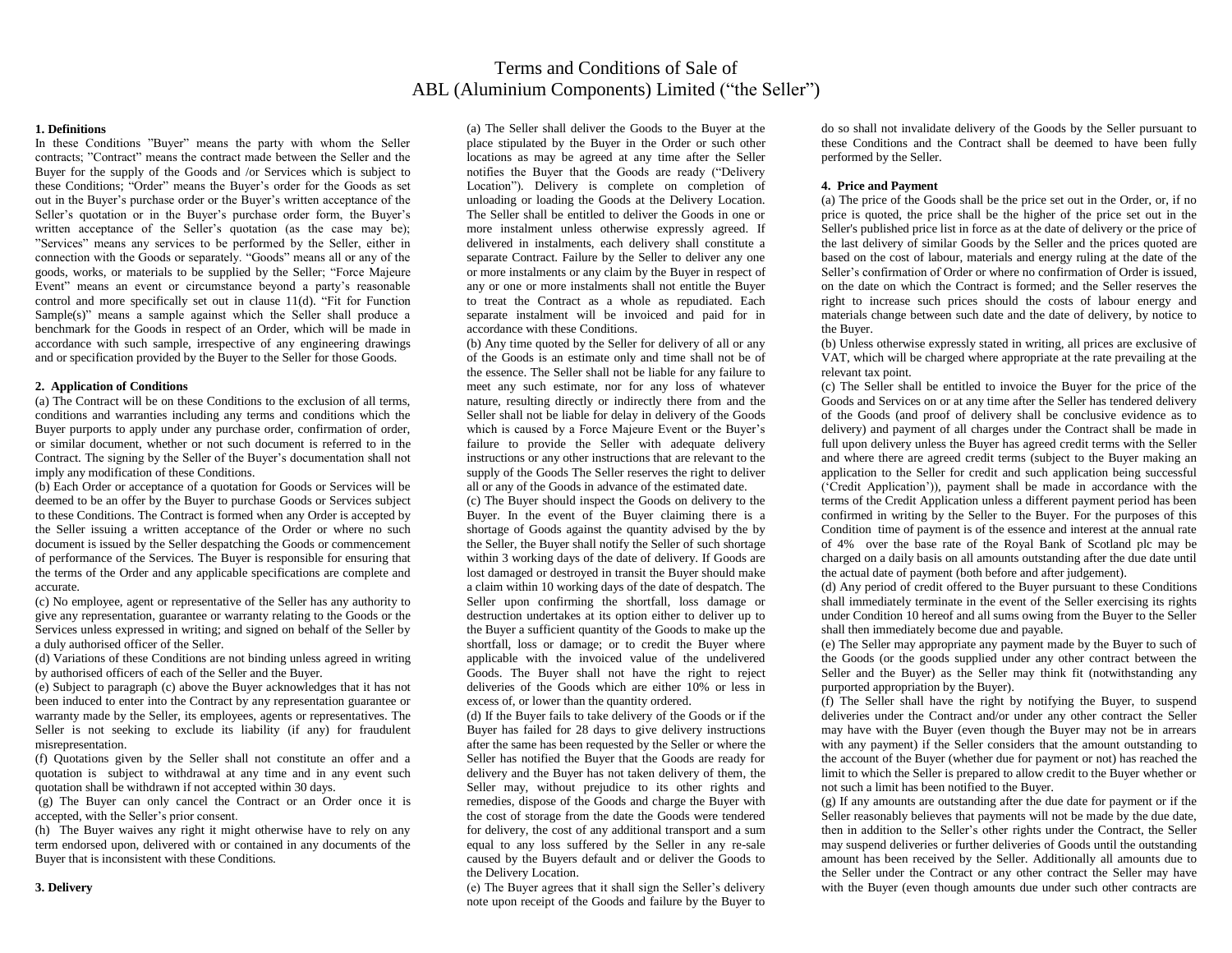# Terms and Conditions of Sale of
# ABL (Aluminium Components) Limited ("the Seller")

**1. Definitions**

In these Conditions "Buyer" means the party with whom the Seller contracts; "Contract" means the contract made between the Seller and the Buyer for the supply of the Goods and /or Services which is subject to these Conditions; "Order" means the Buyer's order for the Goods as set out in the Buyer's purchase order or the Buyer's written acceptance of the Seller's quotation or in the Buyer's purchase order form, the Buyer's written acceptance of the Seller's quotation (as the case may be); "Services" means any services to be performed by the Seller, either in connection with the Goods or separately. "Goods" means all or any of the goods, works, or materials to be supplied by the Seller; "Force Majeure Event" means an event or circumstance beyond a party's reasonable control and more specifically set out in clause 11(d). "Fit for Function Sample(s)" means a sample against which the Seller shall produce a benchmark for the Goods in respect of an Order, which will be made in accordance with such sample, irrespective of any engineering drawings and or specification provided by the Buyer to the Seller for those Goods.

**2. Application of Conditions**

(a) The Contract will be on these Conditions to the exclusion of all terms, conditions and warranties including any terms and conditions which the Buyer purports to apply under any purchase order, confirmation of order, or similar document, whether or not such document is referred to in the Contract. The signing by the Seller of the Buyer's documentation shall not imply any modification of these Conditions.

(b) Each Order or acceptance of a quotation for Goods or Services will be deemed to be an offer by the Buyer to purchase Goods or Services subject to these Conditions. The Contract is formed when any Order is accepted by the Seller issuing a written acceptance of the Order or where no such document is issued by the Seller despatching the Goods or commencement of performance of the Services. The Buyer is responsible for ensuring that the terms of the Order and any applicable specifications are complete and accurate.

(c) No employee, agent or representative of the Seller has any authority to give any representation, guarantee or warranty relating to the Goods or the Services unless expressed in writing; and signed on behalf of the Seller by a duly authorised officer of the Seller.

(d) Variations of these Conditions are not binding unless agreed in writing by authorised officers of each of the Seller and the Buyer.

(e) Subject to paragraph (c) above the Buyer acknowledges that it has not been induced to enter into the Contract by any representation guarantee or warranty made by the Seller, its employees, agents or representatives. The Seller is not seeking to exclude its liability (if any) for fraudulent misrepresentation.

(f) Quotations given by the Seller shall not constitute an offer and a quotation is subject to withdrawal at any time and in any event such quotation shall be withdrawn if not accepted within 30 days.

(g) The Buyer can only cancel the Contract or an Order once it is accepted, with the Seller's prior consent.

(h) The Buyer waives any right it might otherwise have to rely on any term endorsed upon, delivered with or contained in any documents of the Buyer that is inconsistent with these Conditions.

**3. Delivery**

(a) The Seller shall deliver the Goods to the Buyer at the place stipulated by the Buyer in the Order or such other locations as may be agreed at any time after the Seller notifies the Buyer that the Goods are ready ("Delivery Location"). Delivery is complete on completion of unloading or loading the Goods at the Delivery Location. The Seller shall be entitled to deliver the Goods in one or more instalment unless otherwise expressly agreed. If delivered in instalments, each delivery shall constitute a separate Contract. Failure by the Seller to deliver any one or more instalments or any claim by the Buyer in respect of any or one or more instalments shall not entitle the Buyer to treat the Contract as a whole as repudiated. Each separate instalment will be invoiced and paid for in accordance with these Conditions.

(b) Any time quoted by the Seller for delivery of all or any of the Goods is an estimate only and time shall not be of the essence. The Seller shall not be liable for any failure to meet any such estimate, nor for any loss of whatever nature, resulting directly or indirectly there from and the Seller shall not be liable for delay in delivery of the Goods which is caused by a Force Majeure Event or the Buyer's failure to provide the Seller with adequate delivery instructions or any other instructions that are relevant to the supply of the Goods The Seller reserves the right to deliver all or any of the Goods in advance of the estimated date.

(c) The Buyer should inspect the Goods on delivery to the Buyer. In the event of the Buyer claiming there is a shortage of Goods against the quantity advised by the by the Seller, the Buyer shall notify the Seller of such shortage within 3 working days of the date of delivery. If Goods are lost damaged or destroyed in transit the Buyer should make a claim within 10 working days of the date of despatch. The Seller upon confirming the shortfall, loss damage or destruction undertakes at its option either to deliver up to the Buyer a sufficient quantity of the Goods to make up the shortfall, loss or damage; or to credit the Buyer where applicable with the invoiced value of the undelivered Goods. The Buyer shall not have the right to reject deliveries of the Goods which are either 10% or less in excess of, or lower than the quantity ordered.

(d) If the Buyer fails to take delivery of the Goods or if the Buyer has failed for 28 days to give delivery instructions after the same has been requested by the Seller or where the Seller has notified the Buyer that the Goods are ready for delivery and the Buyer has not taken delivery of them, the Seller may, without prejudice to its other rights and remedies, dispose of the Goods and charge the Buyer with the cost of storage from the date the Goods were tendered for delivery, the cost of any additional transport and a sum equal to any loss suffered by the Seller in any re-sale caused by the Buyers default and or deliver the Goods to the Delivery Location.

(e) The Buyer agrees that it shall sign the Seller's delivery note upon receipt of the Goods and failure by the Buyer to do so shall not invalidate delivery of the Goods by the Seller pursuant to these Conditions and the Contract shall be deemed to have been fully performed by the Seller.

**4. Price and Payment**

(a) The price of the Goods shall be the price set out in the Order, or, if no price is quoted, the price shall be the higher of the price set out in the Seller's published price list in force as at the date of delivery or the price of the last delivery of similar Goods by the Seller and the prices quoted are based on the cost of labour, materials and energy ruling at the date of the Seller's confirmation of Order or where no confirmation of Order is issued, on the date on which the Contract is formed; and the Seller reserves the right to increase such prices should the costs of labour energy and materials change between such date and the date of delivery, by notice to the Buyer.

(b) Unless otherwise expressly stated in writing, all prices are exclusive of VAT, which will be charged where appropriate at the rate prevailing at the relevant tax point.

(c) The Seller shall be entitled to invoice the Buyer for the price of the Goods and Services on or at any time after the Seller has tendered delivery of the Goods (and proof of delivery shall be conclusive evidence as to delivery) and payment of all charges under the Contract shall be made in full upon delivery unless the Buyer has agreed credit terms with the Seller and where there are agreed credit terms (subject to the Buyer making an application to the Seller for credit and such application being successful ('Credit Application')), payment shall be made in accordance with the terms of the Credit Application unless a different payment period has been confirmed in writing by the Seller to the Buyer. For the purposes of this Condition time of payment is of the essence and interest at the annual rate of 4% over the base rate of the Royal Bank of Scotland plc may be charged on a daily basis on all amounts outstanding after the due date until the actual date of payment (both before and after judgement).

(d) Any period of credit offered to the Buyer pursuant to these Conditions shall immediately terminate in the event of the Seller exercising its rights under Condition 10 hereof and all sums owing from the Buyer to the Seller shall then immediately become due and payable.

(e) The Seller may appropriate any payment made by the Buyer to such of the Goods (or the goods supplied under any other contract between the Seller and the Buyer) as the Seller may think fit (notwithstanding any purported appropriation by the Buyer).

(f) The Seller shall have the right by notifying the Buyer, to suspend deliveries under the Contract and/or under any other contract the Seller may have with the Buyer (even though the Buyer may not be in arrears with any payment) if the Seller considers that the amount outstanding to the account of the Buyer (whether due for payment or not) has reached the limit to which the Seller is prepared to allow credit to the Buyer whether or not such a limit has been notified to the Buyer.

(g) If any amounts are outstanding after the due date for payment or if the Seller reasonably believes that payments will not be made by the due date, then in addition to the Seller's other rights under the Contract, the Seller may suspend deliveries or further deliveries of Goods until the outstanding amount has been received by the Seller. Additionally all amounts due to the Seller under the Contract or any other contract the Seller may have with the Buyer (even though amounts due under such other contracts are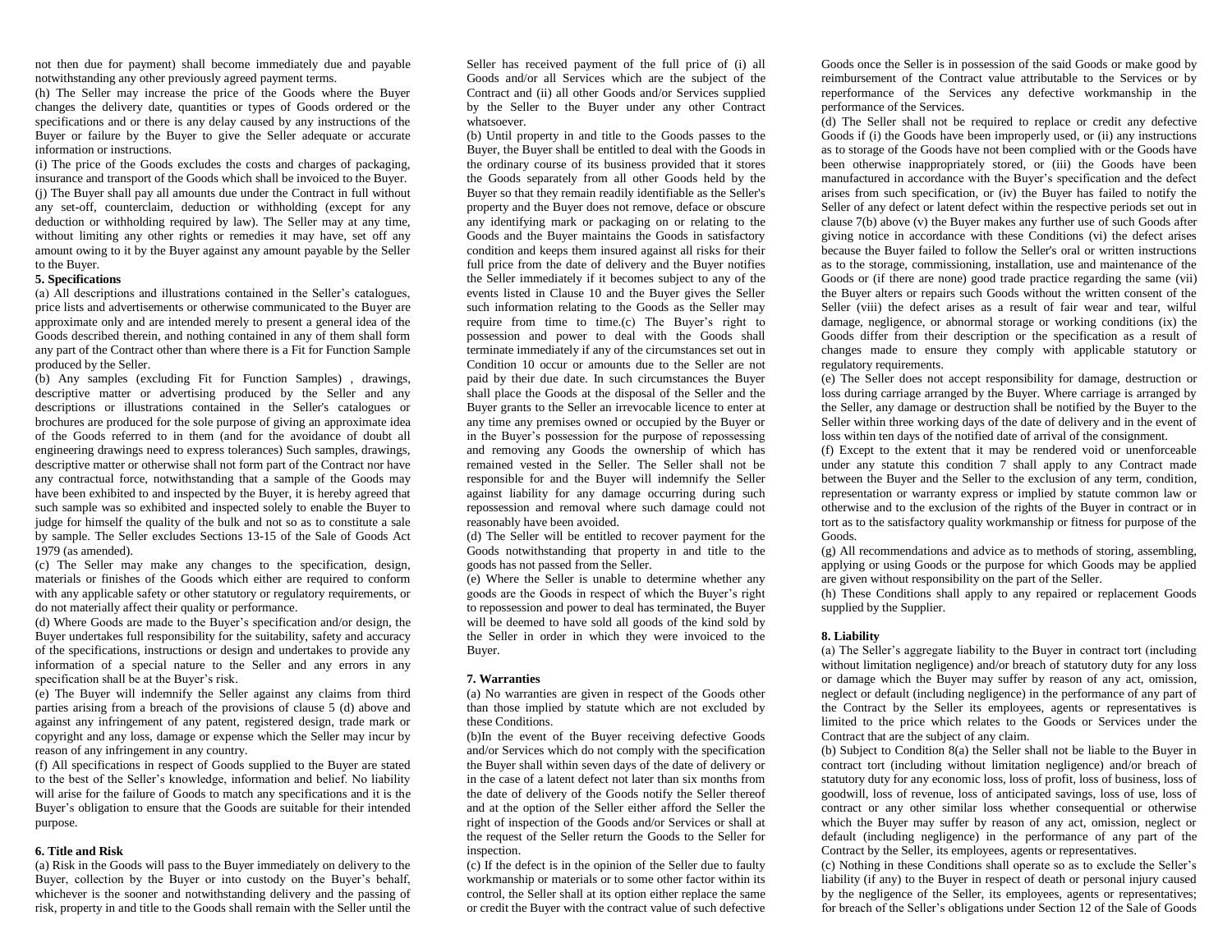not then due for payment) shall become immediately due and payable notwithstanding any other previously agreed payment terms.

(h) The Seller may increase the price of the Goods where the Buyer changes the delivery date, quantities or types of Goods ordered or the specifications and or there is any delay caused by any instructions of the Buyer or failure by the Buyer to give the Seller adequate or accurate information or instructions.

(i) The price of the Goods excludes the costs and charges of packaging, insurance and transport of the Goods which shall be invoiced to the Buyer.

(j) The Buyer shall pay all amounts due under the Contract in full without any set-off, counterclaim, deduction or withholding (except for any deduction or withholding required by law). The Seller may at any time, without limiting any other rights or remedies it may have, set off any amount owing to it by the Buyer against any amount payable by the Seller to the Buyer.

**5. Specifications**

(a) All descriptions and illustrations contained in the Seller's catalogues, price lists and advertisements or otherwise communicated to the Buyer are approximate only and are intended merely to present a general idea of the Goods described therein, and nothing contained in any of them shall form any part of the Contract other than where there is a Fit for Function Sample produced by the Seller.

(b) Any samples (excluding Fit for Function Samples) , drawings, descriptive matter or advertising produced by the Seller and any descriptions or illustrations contained in the Seller's catalogues or brochures are produced for the sole purpose of giving an approximate idea of the Goods referred to in them (and for the avoidance of doubt all engineering drawings need to express tolerances) Such samples, drawings, descriptive matter or otherwise shall not form part of the Contract nor have any contractual force, notwithstanding that a sample of the Goods may have been exhibited to and inspected by the Buyer, it is hereby agreed that such sample was so exhibited and inspected solely to enable the Buyer to judge for himself the quality of the bulk and not so as to constitute a sale by sample. The Seller excludes Sections 13-15 of the Sale of Goods Act 1979 (as amended).

(c) The Seller may make any changes to the specification, design, materials or finishes of the Goods which either are required to conform with any applicable safety or other statutory or regulatory requirements, or do not materially affect their quality or performance.

(d) Where Goods are made to the Buyer's specification and/or design, the Buyer undertakes full responsibility for the suitability, safety and accuracy of the specifications, instructions or design and undertakes to provide any information of a special nature to the Seller and any errors in any specification shall be at the Buyer's risk.

(e) The Buyer will indemnify the Seller against any claims from third parties arising from a breach of the provisions of clause 5 (d) above and against any infringement of any patent, registered design, trade mark or copyright and any loss, damage or expense which the Seller may incur by reason of any infringement in any country.

(f) All specifications in respect of Goods supplied to the Buyer are stated to the best of the Seller's knowledge, information and belief. No liability will arise for the failure of Goods to match any specifications and it is the Buyer's obligation to ensure that the Goods are suitable for their intended purpose.

**6. Title and Risk**

(a) Risk in the Goods will pass to the Buyer immediately on delivery to the Buyer, collection by the Buyer or into custody on the Buyer's behalf, whichever is the sooner and notwithstanding delivery and the passing of risk, property in and title to the Goods shall remain with the Seller until the Seller has received payment of the full price of (i) all Goods and/or all Services which are the subject of the Contract and (ii) all other Goods and/or Services supplied by the Seller to the Buyer under any other Contract whatsoever.

(b) Until property in and title to the Goods passes to the Buyer, the Buyer shall be entitled to deal with the Goods in the ordinary course of its business provided that it stores the Goods separately from all other Goods held by the Buyer so that they remain readily identifiable as the Seller's property and the Buyer does not remove, deface or obscure any identifying mark or packaging on or relating to the Goods and the Buyer maintains the Goods in satisfactory condition and keeps them insured against all risks for their full price from the date of delivery and the Buyer notifies the Seller immediately if it becomes subject to any of the events listed in Clause 10 and the Buyer gives the Seller such information relating to the Goods as the Seller may require from time to time.(c) The Buyer's right to possession and power to deal with the Goods shall terminate immediately if any of the circumstances set out in Condition 10 occur or amounts due to the Seller are not paid by their due date. In such circumstances the Buyer shall place the Goods at the disposal of the Seller and the Buyer grants to the Seller an irrevocable licence to enter at any time any premises owned or occupied by the Buyer or in the Buyer's possession for the purpose of repossessing and removing any Goods the ownership of which has remained vested in the Seller. The Seller shall not be responsible for and the Buyer will indemnify the Seller against liability for any damage occurring during such repossession and removal where such damage could not reasonably have been avoided.

(d) The Seller will be entitled to recover payment for the Goods notwithstanding that property in and title to the goods has not passed from the Seller.

(e) Where the Seller is unable to determine whether any goods are the Goods in respect of which the Buyer's right to repossession and power to deal has terminated, the Buyer will be deemed to have sold all goods of the kind sold by the Seller in order in which they were invoiced to the Buyer.

**7. Warranties**

(a) No warranties are given in respect of the Goods other than those implied by statute which are not excluded by these Conditions.

(b)In the event of the Buyer receiving defective Goods and/or Services which do not comply with the specification the Buyer shall within seven days of the date of delivery or in the case of a latent defect not later than six months from the date of delivery of the Goods notify the Seller thereof and at the option of the Seller either afford the Seller the right of inspection of the Goods and/or Services or shall at the request of the Seller return the Goods to the Seller for inspection.

(c) If the defect is in the opinion of the Seller due to faulty workmanship or materials or to some other factor within its control, the Seller shall at its option either replace the same or credit the Buyer with the contract value of such defective Goods once the Seller is in possession of the said Goods or make good by reimbursement of the Contract value attributable to the Services or by reperformance of the Services any defective workmanship in the performance of the Services.

(d) The Seller shall not be required to replace or credit any defective Goods if (i) the Goods have been improperly used, or (ii) any instructions as to storage of the Goods have not been complied with or the Goods have been otherwise inappropriately stored, or (iii) the Goods have been manufactured in accordance with the Buyer's specification and the defect arises from such specification, or (iv) the Buyer has failed to notify the Seller of any defect or latent defect within the respective periods set out in clause 7(b) above (v) the Buyer makes any further use of such Goods after giving notice in accordance with these Conditions (vi) the defect arises because the Buyer failed to follow the Seller's oral or written instructions as to the storage, commissioning, installation, use and maintenance of the Goods or (if there are none) good trade practice regarding the same (vii) the Buyer alters or repairs such Goods without the written consent of the Seller (viii) the defect arises as a result of fair wear and tear, wilful damage, negligence, or abnormal storage or working conditions (ix) the Goods differ from their description or the specification as a result of changes made to ensure they comply with applicable statutory or regulatory requirements.

(e) The Seller does not accept responsibility for damage, destruction or loss during carriage arranged by the Buyer. Where carriage is arranged by the Seller, any damage or destruction shall be notified by the Buyer to the Seller within three working days of the date of delivery and in the event of loss within ten days of the notified date of arrival of the consignment.

(f) Except to the extent that it may be rendered void or unenforceable under any statute this condition 7 shall apply to any Contract made between the Buyer and the Seller to the exclusion of any term, condition, representation or warranty express or implied by statute common law or otherwise and to the exclusion of the rights of the Buyer in contract or in tort as to the satisfactory quality workmanship or fitness for purpose of the Goods.

(g) All recommendations and advice as to methods of storing, assembling, applying or using Goods or the purpose for which Goods may be applied are given without responsibility on the part of the Seller.

(h) These Conditions shall apply to any repaired or replacement Goods supplied by the Supplier.

**8. Liability**

(a) The Seller's aggregate liability to the Buyer in contract tort (including without limitation negligence) and/or breach of statutory duty for any loss or damage which the Buyer may suffer by reason of any act, omission, neglect or default (including negligence) in the performance of any part of the Contract by the Seller its employees, agents or representatives is limited to the price which relates to the Goods or Services under the Contract that are the subject of any claim.

(b) Subject to Condition 8(a) the Seller shall not be liable to the Buyer in contract tort (including without limitation negligence) and/or breach of statutory duty for any economic loss, loss of profit, loss of business, loss of goodwill, loss of revenue, loss of anticipated savings, loss of use, loss of contract or any other similar loss whether consequential or otherwise which the Buyer may suffer by reason of any act, omission, neglect or default (including negligence) in the performance of any part of the Contract by the Seller, its employees, agents or representatives.

(c) Nothing in these Conditions shall operate so as to exclude the Seller's liability (if any) to the Buyer in respect of death or personal injury caused by the negligence of the Seller, its employees, agents or representatives; for breach of the Seller's obligations under Section 12 of the Sale of Goods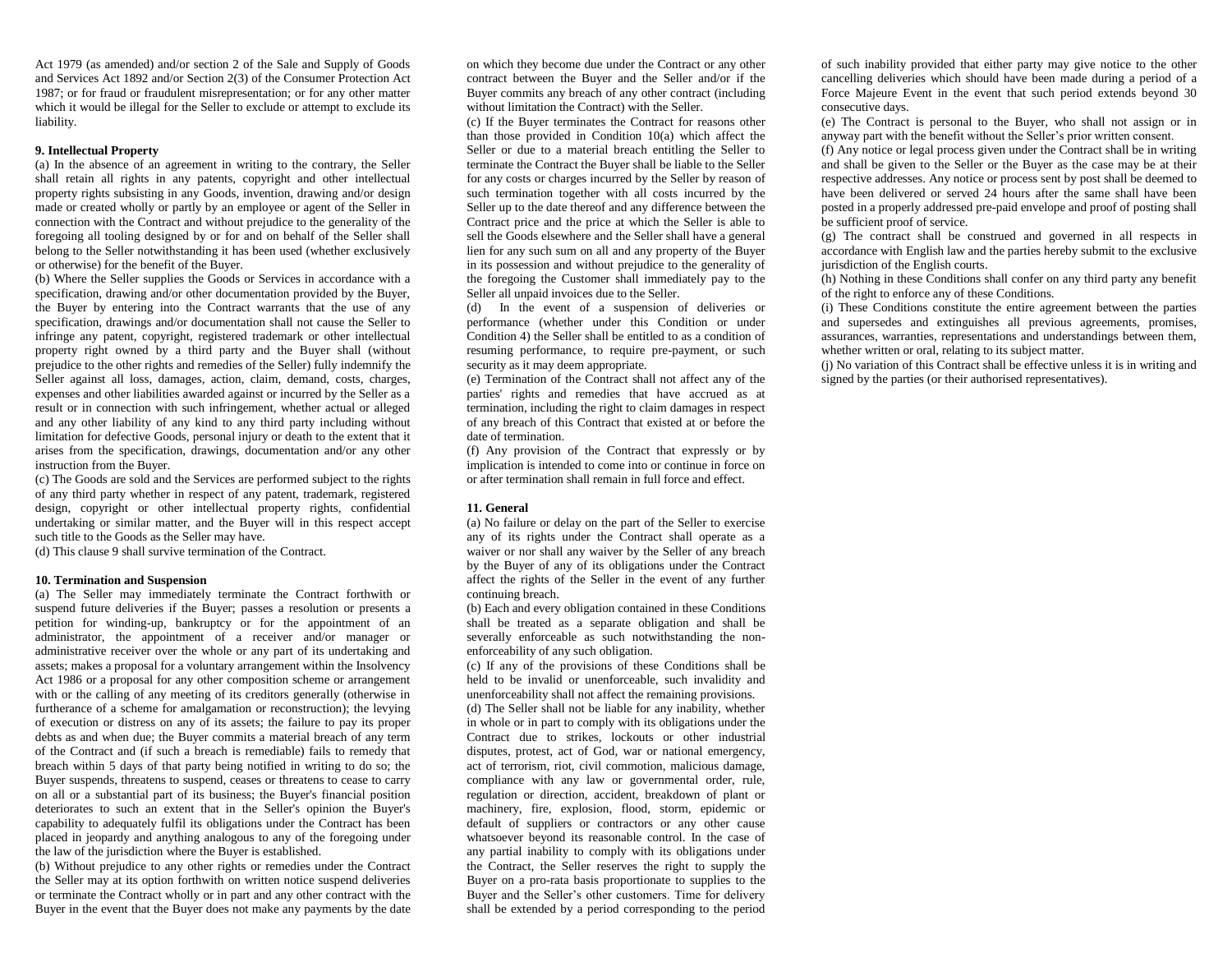Act 1979 (as amended) and/or section 2 of the Sale and Supply of Goods and Services Act 1892 and/or Section 2(3) of the Consumer Protection Act 1987; or for fraud or fraudulent misrepresentation; or for any other matter which it would be illegal for the Seller to exclude or attempt to exclude its liability.

**9. Intellectual Property**

(a) In the absence of an agreement in writing to the contrary, the Seller shall retain all rights in any patents, copyright and other intellectual property rights subsisting in any Goods, invention, drawing and/or design made or created wholly or partly by an employee or agent of the Seller in connection with the Contract and without prejudice to the generality of the foregoing all tooling designed by or for and on behalf of the Seller shall belong to the Seller notwithstanding it has been used (whether exclusively or otherwise) for the benefit of the Buyer.

(b) Where the Seller supplies the Goods or Services in accordance with a specification, drawing and/or other documentation provided by the Buyer, the Buyer by entering into the Contract warrants that the use of any specification, drawings and/or documentation shall not cause the Seller to infringe any patent, copyright, registered trademark or other intellectual property right owned by a third party and the Buyer shall (without prejudice to the other rights and remedies of the Seller) fully indemnify the Seller against all loss, damages, action, claim, demand, costs, charges, expenses and other liabilities awarded against or incurred by the Seller as a result or in connection with such infringement, whether actual or alleged and any other liability of any kind to any third party including without limitation for defective Goods, personal injury or death to the extent that it arises from the specification, drawings, documentation and/or any other instruction from the Buyer.

(c) The Goods are sold and the Services are performed subject to the rights of any third party whether in respect of any patent, trademark, registered design, copyright or other intellectual property rights, confidential undertaking or similar matter, and the Buyer will in this respect accept such title to the Goods as the Seller may have.

(d) This clause 9 shall survive termination of the Contract.

**10. Termination and Suspension**

(a) The Seller may immediately terminate the Contract forthwith or suspend future deliveries if the Buyer; passes a resolution or presents a petition for winding-up, bankruptcy or for the appointment of an administrator, the appointment of a receiver and/or manager or administrative receiver over the whole or any part of its undertaking and assets; makes a proposal for a voluntary arrangement within the Insolvency Act 1986 or a proposal for any other composition scheme or arrangement with or the calling of any meeting of its creditors generally (otherwise in furtherance of a scheme for amalgamation or reconstruction); the levying of execution or distress on any of its assets; the failure to pay its proper debts as and when due; the Buyer commits a material breach of any term of the Contract and (if such a breach is remediable) fails to remedy that breach within 5 days of that party being notified in writing to do so; the Buyer suspends, threatens to suspend, ceases or threatens to cease to carry on all or a substantial part of its business; the Buyer's financial position deteriorates to such an extent that in the Seller's opinion the Buyer's capability to adequately fulfil its obligations under the Contract has been placed in jeopardy and anything analogous to any of the foregoing under the law of the jurisdiction where the Buyer is established.

(b) Without prejudice to any other rights or remedies under the Contract the Seller may at its option forthwith on written notice suspend deliveries or terminate the Contract wholly or in part and any other contract with the Buyer in the event that the Buyer does not make any payments by the date on which they become due under the Contract or any other contract between the Buyer and the Seller and/or if the Buyer commits any breach of any other contract (including without limitation the Contract) with the Seller.

(c) If the Buyer terminates the Contract for reasons other than those provided in Condition 10(a) which affect the Seller or due to a material breach entitling the Seller to terminate the Contract the Buyer shall be liable to the Seller for any costs or charges incurred by the Seller by reason of such termination together with all costs incurred by the Seller up to the date thereof and any difference between the Contract price and the price at which the Seller is able to sell the Goods elsewhere and the Seller shall have a general lien for any such sum on all and any property of the Buyer in its possession and without prejudice to the generality of the foregoing the Customer shall immediately pay to the Seller all unpaid invoices due to the Seller.

(d) In the event of a suspension of deliveries or performance (whether under this Condition or under Condition 4) the Seller shall be entitled to as a condition of resuming performance, to require pre-payment, or such security as it may deem appropriate.

(e) Termination of the Contract shall not affect any of the parties' rights and remedies that have accrued as at termination, including the right to claim damages in respect of any breach of this Contract that existed at or before the date of termination.

(f) Any provision of the Contract that expressly or by implication is intended to come into or continue in force on or after termination shall remain in full force and effect.

**11. General**

(a) No failure or delay on the part of the Seller to exercise any of its rights under the Contract shall operate as a waiver or nor shall any waiver by the Seller of any breach by the Buyer of any of its obligations under the Contract affect the rights of the Seller in the event of any further continuing breach.

(b) Each and every obligation contained in these Conditions shall be treated as a separate obligation and shall be severally enforceable as such notwithstanding the non-enforceability of any such obligation.

(c) If any of the provisions of these Conditions shall be held to be invalid or unenforceable, such invalidity and unenforceability shall not affect the remaining provisions.

(d) The Seller shall not be liable for any inability, whether in whole or in part to comply with its obligations under the Contract due to strikes, lockouts or other industrial disputes, protest, act of God, war or national emergency, act of terrorism, riot, civil commotion, malicious damage, compliance with any law or governmental order, rule, regulation or direction, accident, breakdown of plant or machinery, fire, explosion, flood, storm, epidemic or default of suppliers or contractors or any other cause whatsoever beyond its reasonable control. In the case of any partial inability to comply with its obligations under the Contract, the Seller reserves the right to supply the Buyer on a pro-rata basis proportionate to supplies to the Buyer and the Seller's other customers. Time for delivery shall be extended by a period corresponding to the period of such inability provided that either party may give notice to the other cancelling deliveries which should have been made during a period of a Force Majeure Event in the event that such period extends beyond 30 consecutive days.

(e) The Contract is personal to the Buyer, who shall not assign or in anyway part with the benefit without the Seller's prior written consent.

(f) Any notice or legal process given under the Contract shall be in writing and shall be given to the Seller or the Buyer as the case may be at their respective addresses. Any notice or process sent by post shall be deemed to have been delivered or served 24 hours after the same shall have been posted in a properly addressed pre-paid envelope and proof of posting shall be sufficient proof of service.

(g) The contract shall be construed and governed in all respects in accordance with English law and the parties hereby submit to the exclusive jurisdiction of the English courts.

(h) Nothing in these Conditions shall confer on any third party any benefit of the right to enforce any of these Conditions.

(i) These Conditions constitute the entire agreement between the parties and supersedes and extinguishes all previous agreements, promises, assurances, warranties, representations and understandings between them, whether written or oral, relating to its subject matter.

(j) No variation of this Contract shall be effective unless it is in writing and signed by the parties (or their authorised representatives).